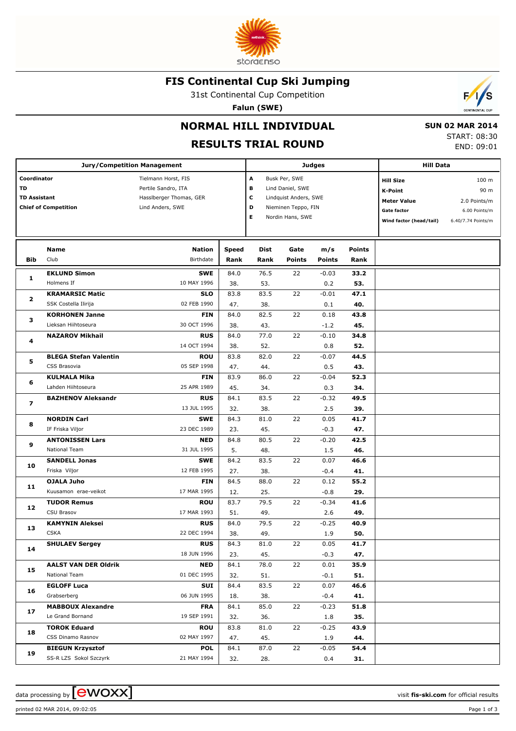# FIS Continental Cup Ski Jumping

31st Continental Cup Competition

**Falun (SWE)**

## NORMAL HILL INDIVIDUAL

## RESULTS TRIAL ROUND

**SUN 02 MAR 2014**
START: 08:30
END: 09:01

| Jury/Competition Management | | Judges | | Hill Data | |
|---|---|---|---|---|---|
| **Coordinator** | Tielmann Horst, FIS | **A** | Busk Per, SWE | **Hill Size** | 100 m |
| **TD** | Pertile Sandro, ITA | **B** | Lind Daniel, SWE | **K-Point** | 90 m |
| **TD Assistant** | Hasslberger Thomas, GER | **C** | Lindquist Anders, SWE | **Meter Value** | 2.0 Points/m |
| **Chief of Competition** | Lind Anders, SWE | **D** | Nieminen Teppo, FIN | **Gate factor** | 6.00 Points/m |
| | | **E** | Nordin Hans, SWE | **Wind factor (head/tail)** | 6.40/7.74 Points/m |

| Bib | Name / Club | Nation / Birthdate | Speed / Rank | Dist / Rank | Gate / Points | m/s / Points | Points / Rank |
|---|---|---|---|---|---|---|---|
| 1 | **EKLUND Simon** | **SWE** | 84.0 | 76.5 | 22 | -0.03 | **33.2** |
| | Holmens If | 10 MAY 1996 | 38. | 53. | | 0.2 | **53.** |
| 2 | **KRAMARSIC Matic** | **SLO** | 83.8 | 83.5 | 22 | -0.01 | **47.1** |
| | SSK Costella Ilirija | 02 FEB 1990 | 47. | 38. | | 0.1 | **40.** |
| 3 | **KORHONEN Janne** | **FIN** | 84.0 | 82.5 | 22 | 0.18 | **43.8** |
| | Lieksan Hiihtoseura | 30 OCT 1996 | 38. | 43. | | -1.2 | **45.** |
| 4 | **NAZAROV Mikhail** | **RUS** | 84.0 | 77.0 | 22 | -0.10 | **34.8** |
| | | 14 OCT 1994 | 38. | 52. | | 0.8 | **52.** |
| 5 | **BLEGA Stefan Valentin** | **ROU** | 83.8 | 82.0 | 22 | -0.07 | **44.5** |
| | CSS Brasovia | 05 SEP 1998 | 47. | 44. | | 0.5 | **43.** |
| 6 | **KULMALA Mika** | **FIN** | 83.9 | 86.0 | 22 | -0.04 | **52.3** |
| | Lahden Hiihtoseura | 25 APR 1989 | 45. | 34. | | 0.3 | **34.** |
| 7 | **BAZHENOV Aleksandr** | **RUS** | 84.1 | 83.5 | 22 | -0.32 | **49.5** |
| | | 13 JUL 1995 | 32. | 38. | | 2.5 | **39.** |
| 8 | **NORDIN Carl** | **SWE** | 84.3 | 81.0 | 22 | 0.05 | **41.7** |
| | IF Friska Viljor | 23 DEC 1989 | 23. | 45. | | -0.3 | **47.** |
| 9 | **ANTONISSEN Lars** | **NED** | 84.8 | 80.5 | 22 | -0.20 | **42.5** |
| | National Team | 31 JUL 1995 | 5. | 48. | | 1.5 | **46.** |
| 10 | **SANDELL Jonas** | **SWE** | 84.2 | 83.5 | 22 | 0.07 | **46.6** |
| | Friska Viljor | 12 FEB 1995 | 27. | 38. | | -0.4 | **41.** |
| 11 | **OJALA Juho** | **FIN** | 84.5 | 88.0 | 22 | 0.12 | **55.2** |
| | Kuusamon erae-veikot | 17 MAR 1995 | 12. | 25. | | -0.8 | **29.** |
| 12 | **TUDOR Remus** | **ROU** | 83.7 | 79.5 | 22 | -0.34 | **41.6** |
| | CSU Brasov | 17 MAR 1993 | 51. | 49. | | 2.6 | **49.** |
| 13 | **KAMYNIN Aleksei** | **RUS** | 84.0 | 79.5 | 22 | -0.25 | **40.9** |
| | CSKA | 22 DEC 1994 | 38. | 49. | | 1.9 | **50.** |
| 14 | **SHULAEV Sergey** | **RUS** | 84.3 | 81.0 | 22 | 0.05 | **41.7** |
| | | 18 JUN 1996 | 23. | 45. | | -0.3 | **47.** |
| 15 | **AALST VAN DER Oldrik** | **NED** | 84.1 | 78.0 | 22 | 0.01 | **35.9** |
| | National Team | 01 DEC 1995 | 32. | 51. | | -0.1 | **51.** |
| 16 | **EGLOFF Luca** | **SUI** | 84.4 | 83.5 | 22 | 0.07 | **46.6** |
| | Grabserberg | 06 JUN 1995 | 18. | 38. | | -0.4 | **41.** |
| 17 | **MABBOUX Alexandre** | **FRA** | 84.1 | 85.0 | 22 | -0.23 | **51.8** |
| | Le Grand Bornand | 19 SEP 1991 | 32. | 36. | | 1.8 | **35.** |
| 18 | **TOROK Eduard** | **ROU** | 83.8 | 81.0 | 22 | -0.25 | **43.9** |
| | CSS Dinamo Rasnov | 02 MAY 1997 | 47. | 45. | | 1.9 | **44.** |
| 19 | **BIEGUN Krzysztof** | **POL** | 84.1 | 87.0 | 22 | -0.05 | **54.4** |
| | SS-R LZS Sokol Szczyrk | 21 MAY 1994 | 32. | 28. | | 0.4 | **31.** |

data processing by ewoxx — visit **fis-ski.com** for official results

printed 02 MAR 2014, 09:02:05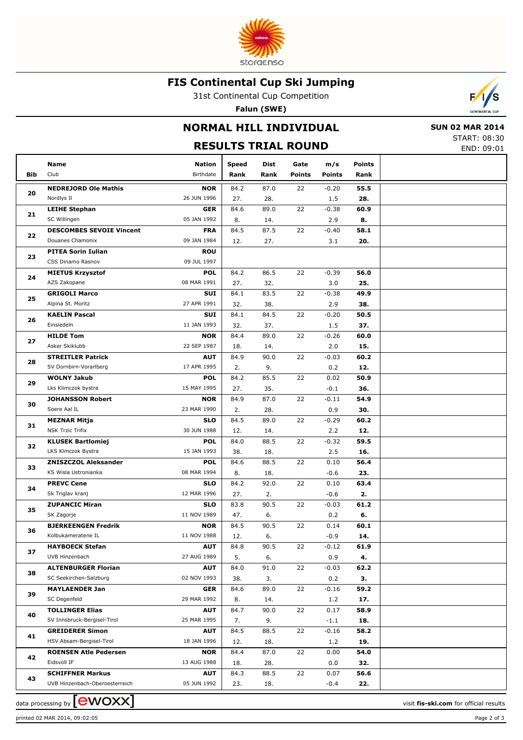# FIS Continental Cup Ski Jumping

31st Continental Cup Competition

**Falun (SWE)**

## NORMAL HILL INDIVIDUAL

## RESULTS TRIAL ROUND

**SUN 02 MAR 2014**

START: 08:30
END: 09:01

| Bib | Name / Club | Nation / Birthdate | Speed / Rank | Dist / Rank | Gate / Points | m/s / Points | Points / Rank |
|---|---|---|---|---|---|---|---|
| 20 | **NEDREJORD Ole Mathis** / Nordlys Il | **NOR** / 26 JUN 1996 | 84.2 / 27. | 87.0 / 28. | 22 | -0.20 / 1.5 | **55.5** / **28.** |
| 21 | **LEIHE Stephan** / SC Willingen | **GER** / 05 JAN 1992 | 84.6 / 8. | 89.0 / 14. | 22 | -0.38 / 2.9 | **60.9** / **8.** |
| 22 | **DESCOMBES SEVOIE Vincent** / Douanes Chamonix | **FRA** / 09 JAN 1984 | 84.5 / 12. | 87.5 / 27. | 22 | -0.40 / 3.1 | **58.1** / **20.** |
| 23 | **PITEA Sorin Iulian** / CSS Dinamo Rasnov | **ROU** / 09 JUL 1997 | | | | | |
| 24 | **MIETUS Krzysztof** / AZS Zakopane | **POL** / 08 MAR 1991 | 84.2 / 27. | 86.5 / 32. | 22 | -0.39 / 3.0 | **56.0** / **25.** |
| 25 | **GRIGOLI Marco** / Alpina St. Moritz | **SUI** / 27 APR 1991 | 84.1 / 32. | 83.5 / 38. | 22 | -0.38 / 2.9 | **49.9** / **38.** |
| 26 | **KAELIN Pascal** / Einsiedeln | **SUI** / 11 JAN 1993 | 84.1 / 32. | 84.5 / 37. | 22 | -0.20 / 1.5 | **50.5** / **37.** |
| 27 | **HILDE Tom** / Asker Skiklubb | **NOR** / 22 SEP 1987 | 84.4 / 18. | 89.0 / 14. | 22 | -0.26 / 2.0 | **60.0** / **15.** |
| 28 | **STREITLER Patrick** / SV Dornbirn-Vorarlberg | **AUT** / 17 APR 1995 | 84.9 / 2. | 90.0 / 9. | 22 | -0.03 / 0.2 | **60.2** / **12.** |
| 29 | **WOLNY Jakub** / Lks Klimczok bystra | **POL** / 15 MAY 1995 | 84.2 / 27. | 85.5 / 35. | 22 | 0.02 / -0.1 | **50.9** / **36.** |
| 30 | **JOHANSSON Robert** / Soere Aal IL | **NOR** / 23 MAR 1990 | 84.9 / 2. | 87.0 / 28. | 22 | -0.11 / 0.9 | **54.9** / **30.** |
| 31 | **MEZNAR Mitja** / NSK Trzic Trifix | **SLO** / 30 JUN 1988 | 84.5 / 12. | 89.0 / 14. | 22 | -0.29 / 2.2 | **60.2** / **12.** |
| 32 | **KLUSEK Bartlomiej** / LKS Klmczok Bystra | **POL** / 15 JAN 1993 | 84.0 / 38. | 88.5 / 18. | 22 | -0.32 / 2.5 | **59.5** / **16.** |
| 33 | **ZNISZCZOL Aleksander** / KS Wisla Ustronianka | **POL** / 08 MAR 1994 | 84.6 / 8. | 88.5 / 18. | 22 | 0.10 / -0.6 | **56.4** / **23.** |
| 34 | **PREVC Cene** / Sk Triglav kranj | **SLO** / 12 MAR 1996 | 84.2 / 27. | 92.0 / 2. | 22 | 0.10 / -0.6 | **63.4** / **2.** |
| 35 | **ZUPANCIC Miran** / SK Zagorje | **SLO** / 11 NOV 1989 | 83.8 / 47. | 90.5 / 6. | 22 | -0.03 / 0.2 | **61.2** / **6.** |
| 36 | **BJERKEENGEN Fredrik** / Kolbukameratene IL | **NOR** / 11 NOV 1988 | 84.5 / 12. | 90.5 / 6. | 22 | 0.14 / -0.9 | **60.1** / **14.** |
| 37 | **HAYBOECK Stefan** / UVB Hinzenbach | **AUT** / 27 AUG 1989 | 84.8 / 5. | 90.5 / 6. | 22 | -0.12 / 0.9 | **61.9** / **4.** |
| 38 | **ALTENBURGER Florian** / SC Seekirchen-Salzburg | **AUT** / 02 NOV 1993 | 84.0 / 38. | 91.0 / 3. | 22 | -0.03 / 0.2 | **62.2** / **3.** |
| 39 | **MAYLAENDER Jan** / SC Degenfeld | **GER** / 29 MAR 1992 | 84.6 / 8. | 89.0 / 14. | 22 | -0.16 / 1.2 | **59.2** / **17.** |
| 40 | **TOLLINGER Elias** / SV Innsbruck-Bergisel-Tirol | **AUT** / 25 MAR 1995 | 84.7 / 7. | 90.0 / 9. | 22 | 0.17 / -1.1 | **58.9** / **18.** |
| 41 | **GREIDERER Simon** / HSV Absam-Bergisel-Tirol | **AUT** / 18 JAN 1996 | 84.5 / 12. | 88.5 / 18. | 22 | -0.16 / 1.2 | **58.2** / **19.** |
| 42 | **ROENSEN Atle Pedersen** / Eidsvoll IF | **NOR** / 13 AUG 1988 | 84.4 / 18. | 87.0 / 28. | 22 | 0.00 / 0.0 | **54.0** / **32.** |
| 43 | **SCHIFFNER Markus** / UVB Hinzenbach-Oberoesterreich | **AUT** / 05 JUN 1992 | 84.3 / 23. | 88.5 / 18. | 22 | 0.07 / -0.4 | **56.6** / **22.** |

data processing by ewoxx

visit **fis-ski.com** for official results

printed 02 MAR 2014, 09:02:05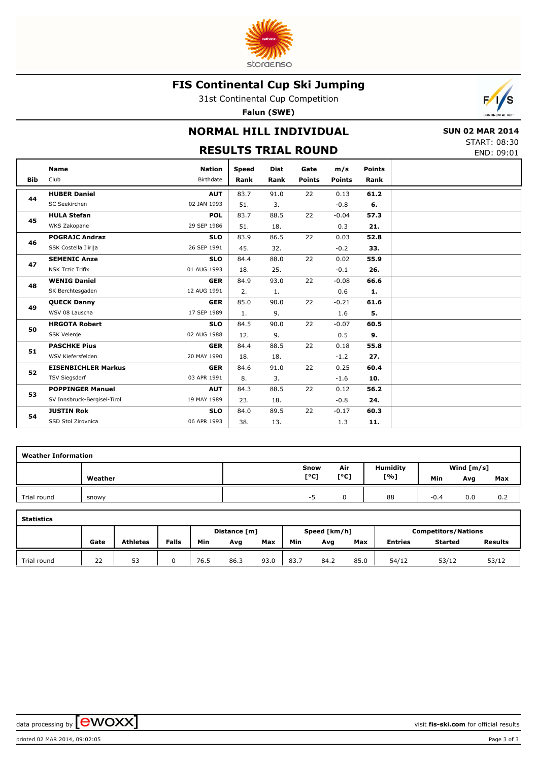# FIS Continental Cup Ski Jumping

31st Continental Cup Competition

**Falun (SWE)**

## NORMAL HILL INDIVIDUAL

## RESULTS TRIAL ROUND

**SUN 02 MAR 2014**

START: 08:30

END: 09:01

| Bib | Name / Club | Nation / Birthdate | Speed / Rank | Dist / Rank | Gate / Points | m/s / Points | Points / Rank |
|---|---|---|---|---|---|---|---|
| 44 | **HUBER Daniel** / SC Seekirchen | **AUT** / 02 JAN 1993 | 83.7 / 51. | 91.0 / 3. | 22 | 0.13 / -0.8 | **61.2** / **6.** |
| 45 | **HULA Stefan** / WKS Zakopane | **POL** / 29 SEP 1986 | 83.7 / 51. | 88.5 / 18. | 22 | -0.04 / 0.3 | **57.3** / **21.** |
| 46 | **POGRAJC Andraz** / SSK Costella Ilirija | **SLO** / 26 SEP 1991 | 83.9 / 45. | 86.5 / 32. | 22 | 0.03 / -0.2 | **52.8** / **33.** |
| 47 | **SEMENIC Anze** / NSK Trzic Trifix | **SLO** / 01 AUG 1993 | 84.4 / 18. | 88.0 / 25. | 22 | 0.02 / -0.1 | **55.9** / **26.** |
| 48 | **WENIG Daniel** / SK Berchtesgaden | **GER** / 12 AUG 1991 | 84.9 / 2. | 93.0 / 1. | 22 | -0.08 / 0.6 | **66.6** / **1.** |
| 49 | **QUECK Danny** / WSV 08 Lauscha | **GER** / 17 SEP 1989 | 85.0 / 1. | 90.0 / 9. | 22 | -0.21 / 1.6 | **61.6** / **5.** |
| 50 | **HRGOTA Robert** / SSK Velenje | **SLO** / 02 AUG 1988 | 84.5 / 12. | 90.0 / 9. | 22 | -0.07 / 0.5 | **60.5** / **9.** |
| 51 | **PASCHKE Pius** / WSV Kiefersfelden | **GER** / 20 MAY 1990 | 84.4 / 18. | 88.5 / 18. | 22 | 0.18 / -1.2 | **55.8** / **27.** |
| 52 | **EISENBICHLER Markus** / TSV Siegsdorf | **GER** / 03 APR 1991 | 84.6 / 8. | 91.0 / 3. | 22 | 0.25 / -1.6 | **60.4** / **10.** |
| 53 | **POPPINGER Manuel** / SV Innsbruck-Bergisel-Tirol | **AUT** / 19 MAY 1989 | 84.3 / 23. | 88.5 / 18. | 22 | 0.12 / -0.8 | **56.2** / **24.** |
| 54 | **JUSTIN Rok** / SSD Stol Zirovnica | **SLO** / 06 APR 1993 | 84.0 / 38. | 89.5 / 13. | 22 | -0.17 / 1.3 | **60.3** / **11.** |

### Weather Information

| | Weather | Snow [°C] | Air [°C] | Humidity [%] | Wind [m/s] Min | Avg | Max |
|---|---|---|---|---|---|---|---|
| Trial round | snowy | -5 | 0 | 88 | -0.4 | 0.0 | 0.2 |

### Statistics

| | Gate | Athletes | Falls | Distance [m] Min | Avg | Max | Speed [km/h] Min | Avg | Max | Competitors/Nations Entries | Started | Results |
|---|---|---|---|---|---|---|---|---|---|---|---|---|
| Trial round | 22 | 53 | 0 | 76.5 | 86.3 | 93.0 | 83.7 | 84.2 | 85.0 | 54/12 | 53/12 | 53/12 |

data processing by [ewoxx]

visit **fis-ski.com** for official results

printed 02 MAR 2014, 09:02:05